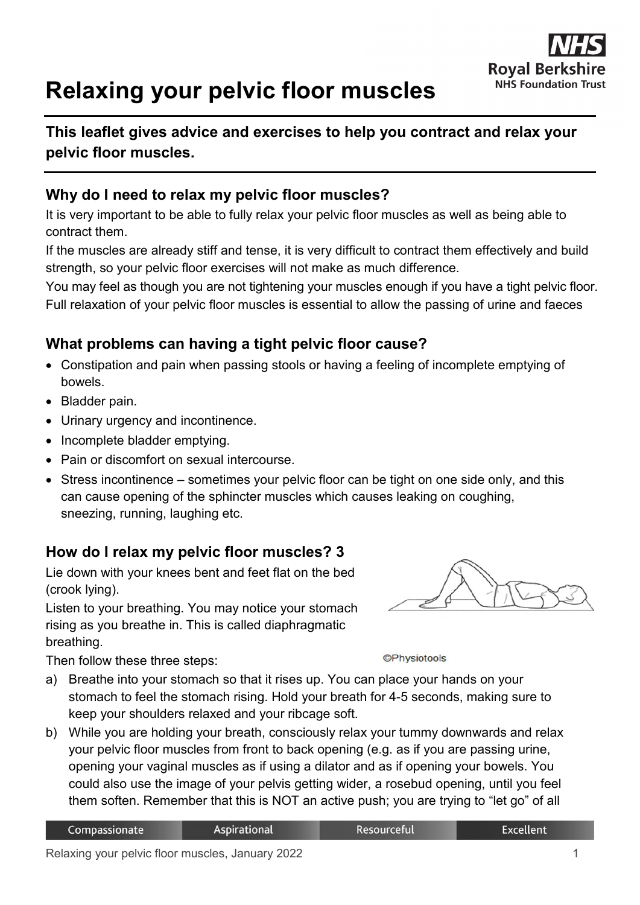# Relaxing your pelvic floor muscles

**This leaflet gives advice and exercises to help you contract and relax your pelvic floor muscles.**

## Why do I need to relax my pelvic floor muscles?

It is very important to be able to fully relax your pelvic floor muscles as well as being able to contract them.

If the muscles are already stiff and tense, it is very difficult to contract them effectively and build strength, so your pelvic floor exercises will not make as much difference.

You may feel as though you are not tightening your muscles enough if you have a tight pelvic floor.

Full relaxation of your pelvic floor muscles is essential to allow the passing of urine and faeces

## What problems can having a tight pelvic floor cause?

- Constipation and pain when passing stools or having a feeling of incomplete emptying of bowels.
- Bladder pain.
- Urinary urgency and incontinence.
- Incomplete bladder emptying.
- Pain or discomfort on sexual intercourse.
- Stress incontinence – sometimes your pelvic floor can be tight on one side only, and this can cause opening of the sphincter muscles which causes leaking on coughing, sneezing, running, laughing etc.

## How do I relax my pelvic floor muscles? 3

Lie down with your knees bent and feet flat on the bed (crook lying).

Listen to your breathing. You may notice your stomach rising as you breathe in. This is called diaphragmatic breathing.

©Physiotools

Then follow these three steps:

a) Breathe into your stomach so that it rises up. You can place your hands on your stomach to feel the stomach rising. Hold your breath for 4-5 seconds, making sure to keep your shoulders relaxed and your ribcage soft.

b) While you are holding your breath, consciously relax your tummy downwards and relax your pelvic floor muscles from front to back opening (e.g. as if you are passing urine, opening your vaginal muscles as if using a dilator and as if opening your bowels. You could also use the image of your pelvis getting wider, a rosebud opening, until you feel them soften. Remember that this is NOT an active push; you are trying to "let go" of all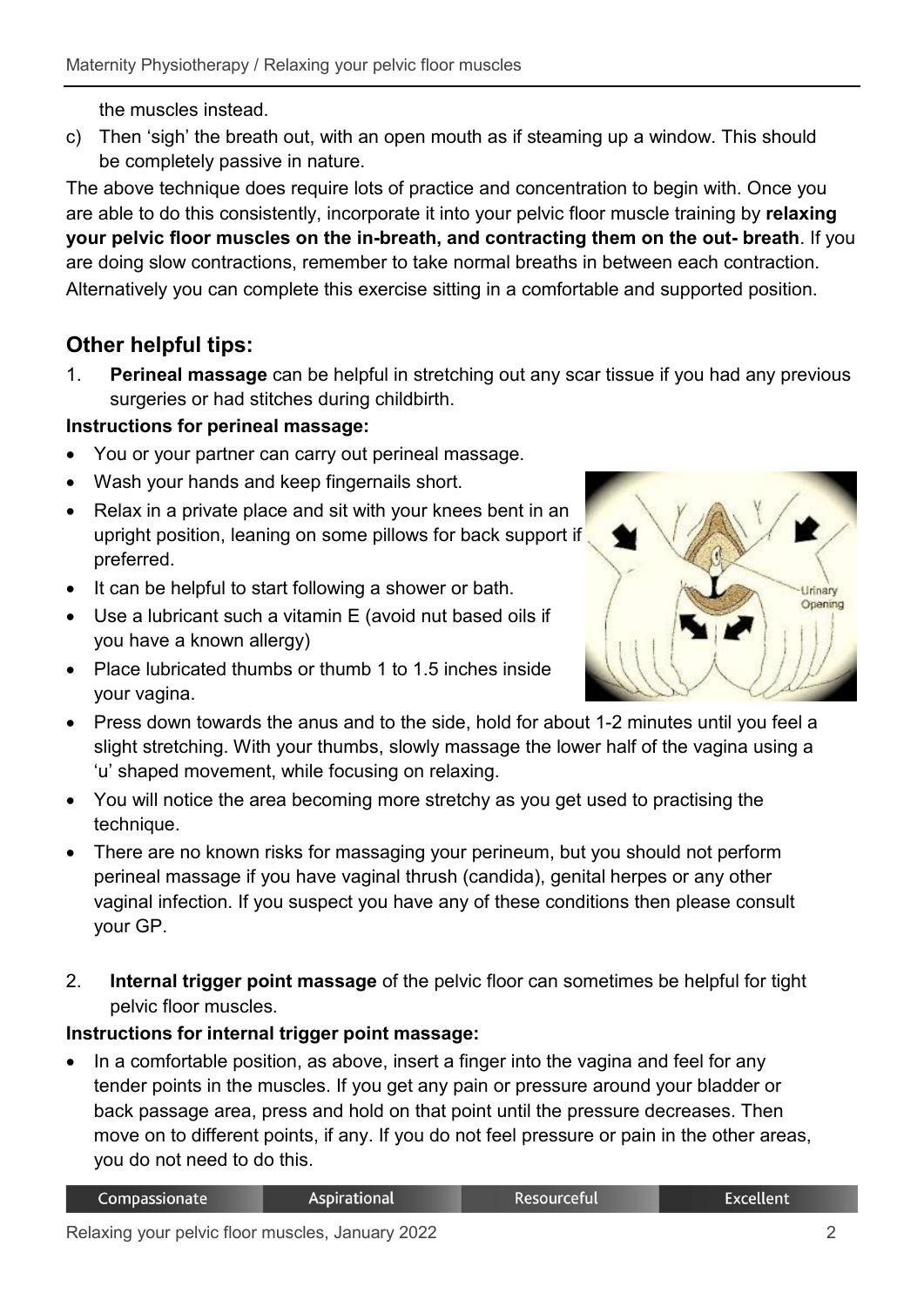the muscles instead.

c) Then 'sigh' the breath out, with an open mouth as if steaming up a window. This should be completely passive in nature.

The above technique does require lots of practice and concentration to begin with. Once you are able to do this consistently, incorporate it into your pelvic floor muscle training by **relaxing your pelvic floor muscles on the in-breath, and contracting them on the out- breath**. If you are doing slow contractions, remember to take normal breaths in between each contraction. Alternatively you can complete this exercise sitting in a comfortable and supported position.

## Other helpful tips:

1. **Perineal massage** can be helpful in stretching out any scar tissue if you had any previous surgeries or had stitches during childbirth.

**Instructions for perineal massage:**

- You or your partner can carry out perineal massage.
- Wash your hands and keep fingernails short.
- Relax in a private place and sit with your knees bent in an upright position, leaning on some pillows for back support if preferred.
- It can be helpful to start following a shower or bath.
- Use a lubricant such a vitamin E (avoid nut based oils if you have a known allergy)
- Place lubricated thumbs or thumb 1 to 1.5 inches inside your vagina.
- Press down towards the anus and to the side, hold for about 1-2 minutes until you feel a slight stretching. With your thumbs, slowly massage the lower half of the vagina using a 'u' shaped movement, while focusing on relaxing.
- You will notice the area becoming more stretchy as you get used to practising the technique.
- There are no known risks for massaging your perineum, but you should not perform perineal massage if you have vaginal thrush (candida), genital herpes or any other vaginal infection. If you suspect you have any of these conditions then please consult your GP.

2. **Internal trigger point massage** of the pelvic floor can sometimes be helpful for tight pelvic floor muscles.

**Instructions for internal trigger point massage:**

- In a comfortable position, as above, insert a finger into the vagina and feel for any tender points in the muscles. If you get any pain or pressure around your bladder or back passage area, press and hold on that point until the pressure decreases. Then move on to different points, if any. If you do not feel pressure or pain in the other areas, you do not need to do this.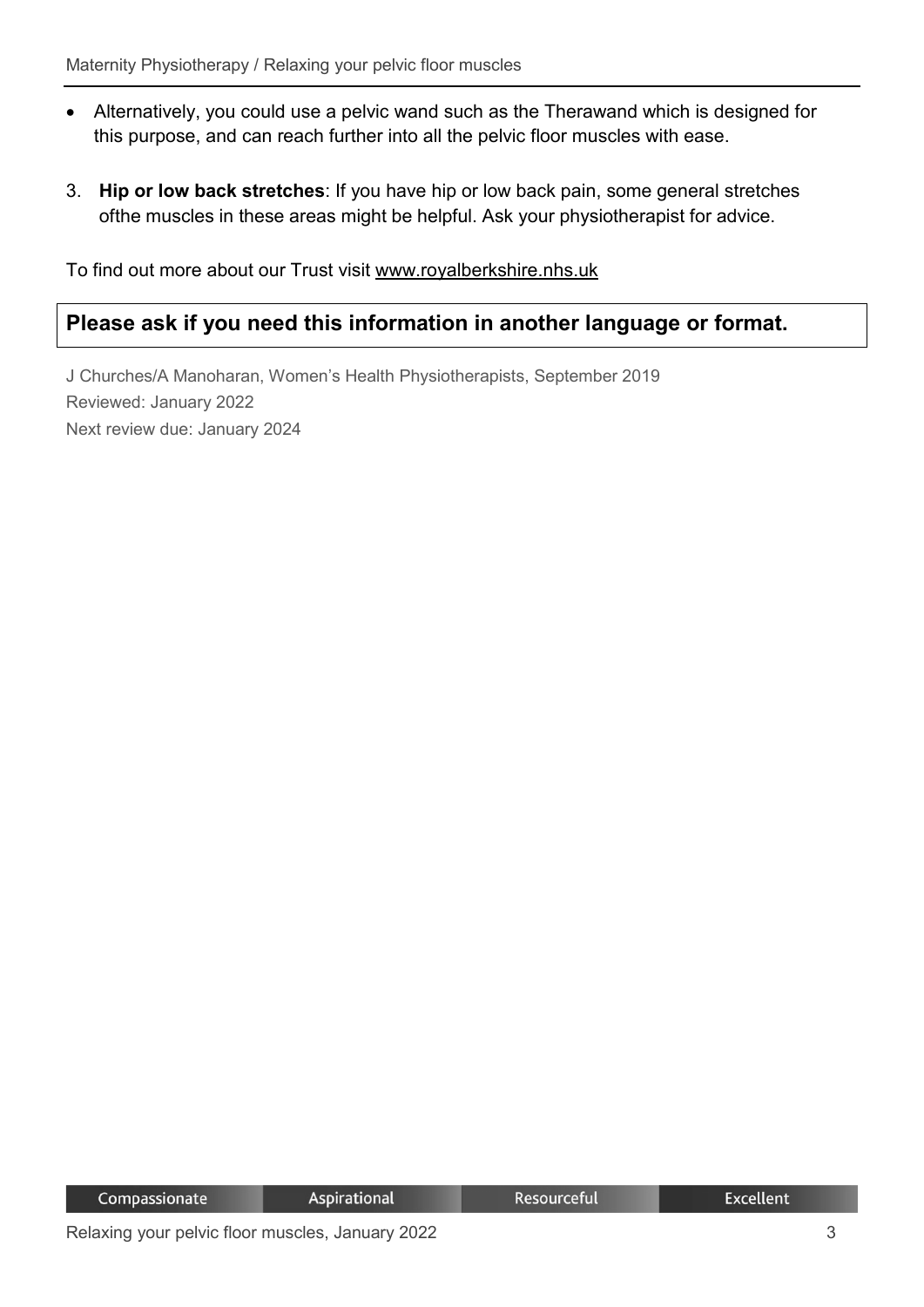- Alternatively, you could use a pelvic wand such as the Therawand which is designed for this purpose, and can reach further into all the pelvic floor muscles with ease.

3. **Hip or low back stretches**: If you have hip or low back pain, some general stretches ofthe muscles in these areas might be helpful. Ask your physiotherapist for advice.

To find out more about our Trust visit www.royalberkshire.nhs.uk

**Please ask if you need this information in another language or format.**

J Churches/A Manoharan, Women's Health Physiotherapists, September 2019
Reviewed: January 2022
Next review due: January 2024

Compassionate | Aspirational | Resourceful | Excellent